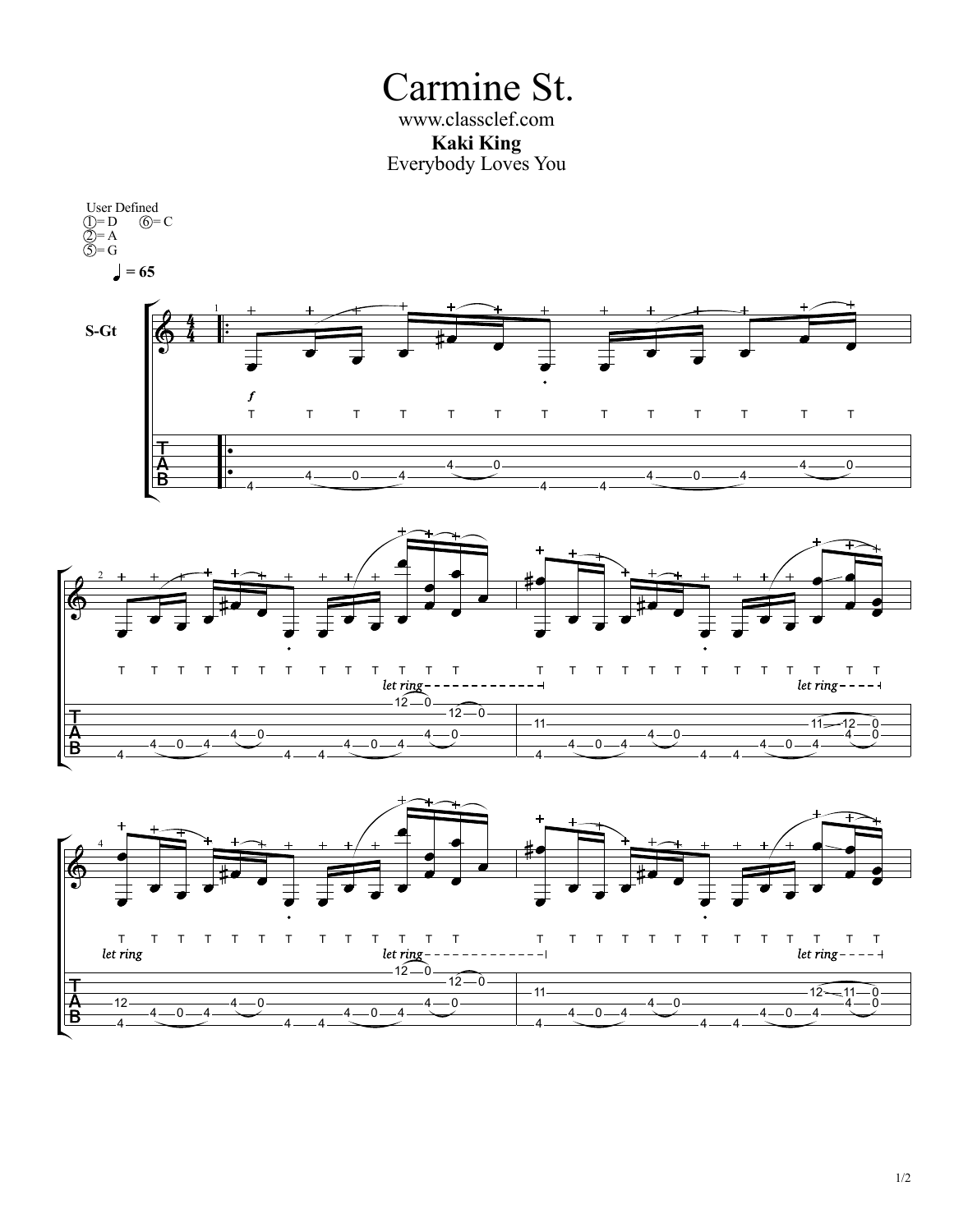# Carmine St.

www.classclef.com

**Kaki King**

Everybody Loves You

User Defined
① = D ⑥ = C
② = A
⑤ = G

♩ = 65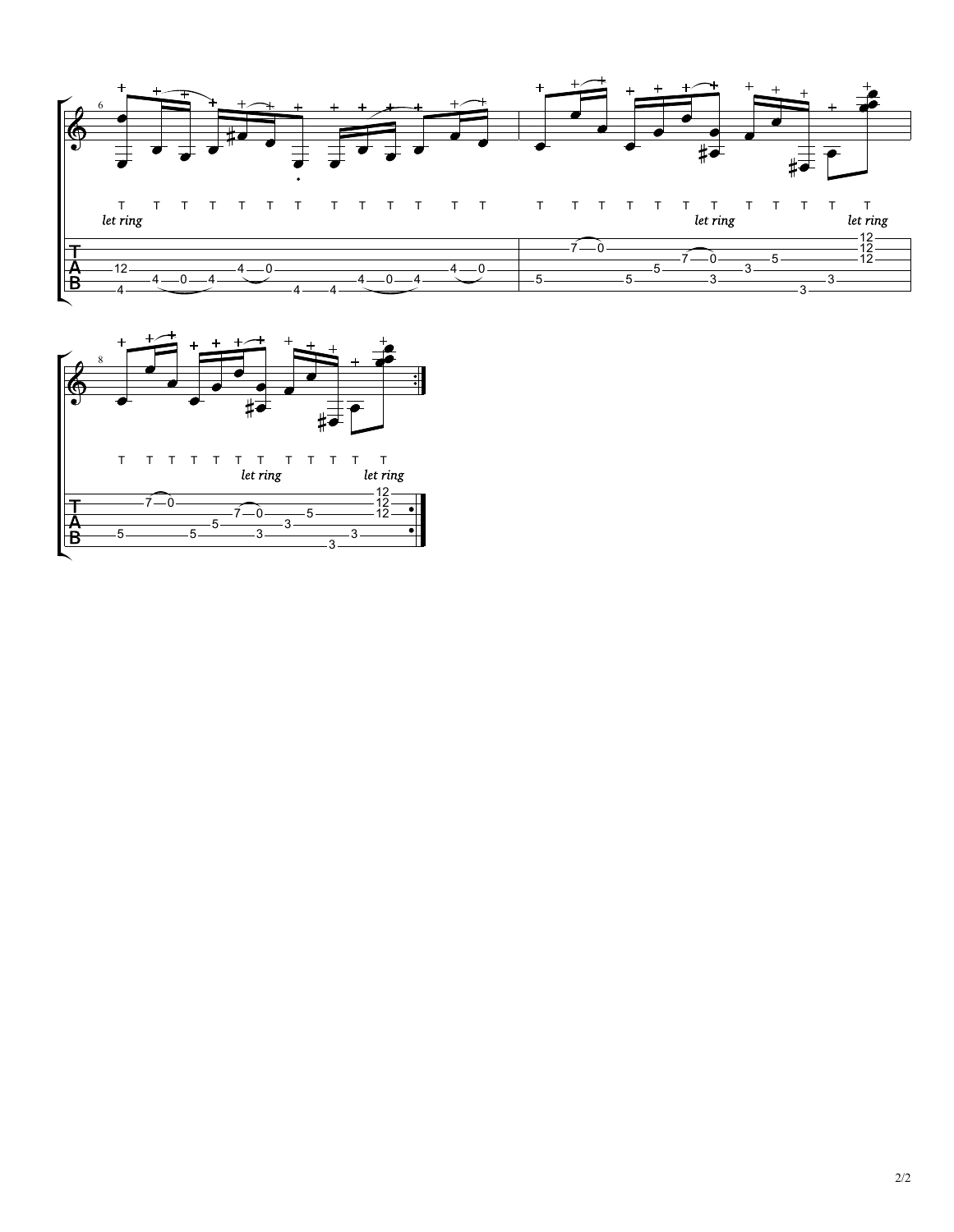6

T T T T T T T T T T T T T T T T T T T T T T T T T T

*let ring* *let ring* *let ring*

8

T T T T T T T T T T T T

*let ring* *let ring*